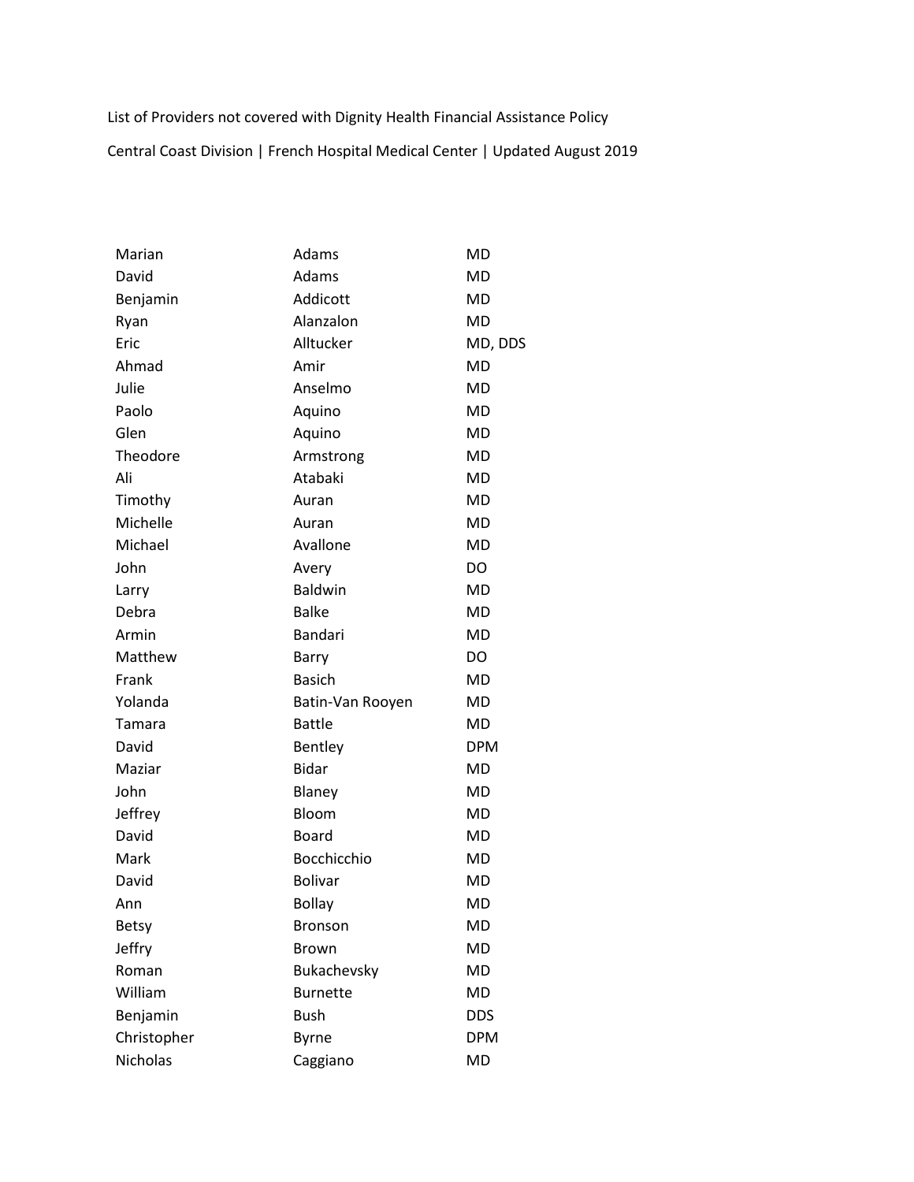List of Providers not covered with Dignity Health Financial Assistance Policy

Central Coast Division | French Hospital Medical Center | Updated August 2019

| | | |
|---|---|---|
| Marian | Adams | MD |
| David | Adams | MD |
| Benjamin | Addicott | MD |
| Ryan | Alanzalon | MD |
| Eric | Alltucker | MD, DDS |
| Ahmad | Amir | MD |
| Julie | Anselmo | MD |
| Paolo | Aquino | MD |
| Glen | Aquino | MD |
| Theodore | Armstrong | MD |
| Ali | Atabaki | MD |
| Timothy | Auran | MD |
| Michelle | Auran | MD |
| Michael | Avallone | MD |
| John | Avery | DO |
| Larry | Baldwin | MD |
| Debra | Balke | MD |
| Armin | Bandari | MD |
| Matthew | Barry | DO |
| Frank | Basich | MD |
| Yolanda | Batin-Van Rooyen | MD |
| Tamara | Battle | MD |
| David | Bentley | DPM |
| Maziar | Bidar | MD |
| John | Blaney | MD |
| Jeffrey | Bloom | MD |
| David | Board | MD |
| Mark | Bocchicchio | MD |
| David | Bolivar | MD |
| Ann | Bollay | MD |
| Betsy | Bronson | MD |
| Jeffry | Brown | MD |
| Roman | Bukachevsky | MD |
| William | Burnette | MD |
| Benjamin | Bush | DDS |
| Christopher | Byrne | DPM |
| Nicholas | Caggiano | MD |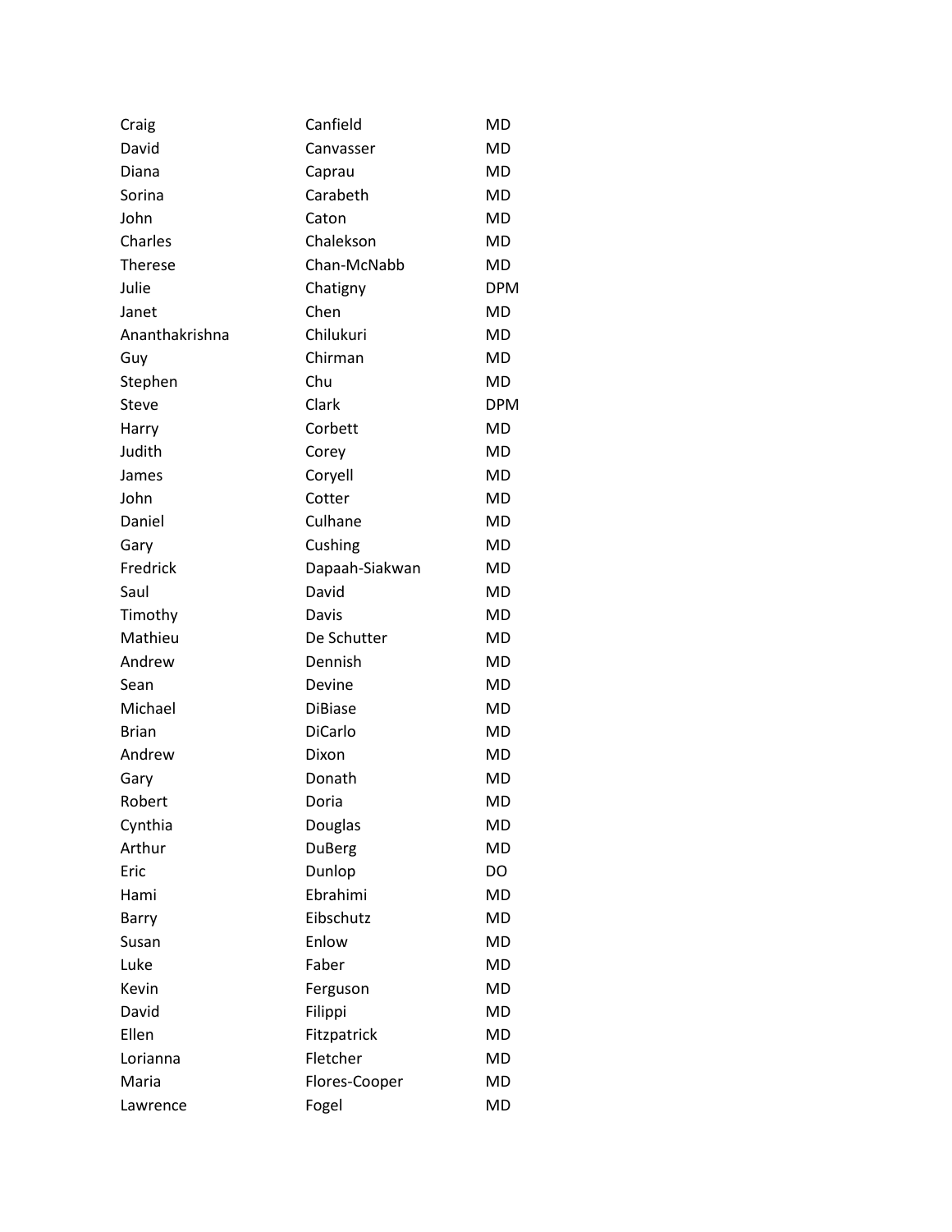| | | |
|---|---|---|
| Craig | Canfield | MD |
| David | Canvasser | MD |
| Diana | Caprau | MD |
| Sorina | Carabeth | MD |
| John | Caton | MD |
| Charles | Chalekson | MD |
| Therese | Chan-McNabb | MD |
| Julie | Chatigny | DPM |
| Janet | Chen | MD |
| Ananthakrishna | Chilukuri | MD |
| Guy | Chirman | MD |
| Stephen | Chu | MD |
| Steve | Clark | DPM |
| Harry | Corbett | MD |
| Judith | Corey | MD |
| James | Coryell | MD |
| John | Cotter | MD |
| Daniel | Culhane | MD |
| Gary | Cushing | MD |
| Fredrick | Dapaah-Siakwan | MD |
| Saul | David | MD |
| Timothy | Davis | MD |
| Mathieu | De Schutter | MD |
| Andrew | Dennish | MD |
| Sean | Devine | MD |
| Michael | DiBiase | MD |
| Brian | DiCarlo | MD |
| Andrew | Dixon | MD |
| Gary | Donath | MD |
| Robert | Doria | MD |
| Cynthia | Douglas | MD |
| Arthur | DuBerg | MD |
| Eric | Dunlop | DO |
| Hami | Ebrahimi | MD |
| Barry | Eibschutz | MD |
| Susan | Enlow | MD |
| Luke | Faber | MD |
| Kevin | Ferguson | MD |
| David | Filippi | MD |
| Ellen | Fitzpatrick | MD |
| Lorianna | Fletcher | MD |
| Maria | Flores-Cooper | MD |
| Lawrence | Fogel | MD |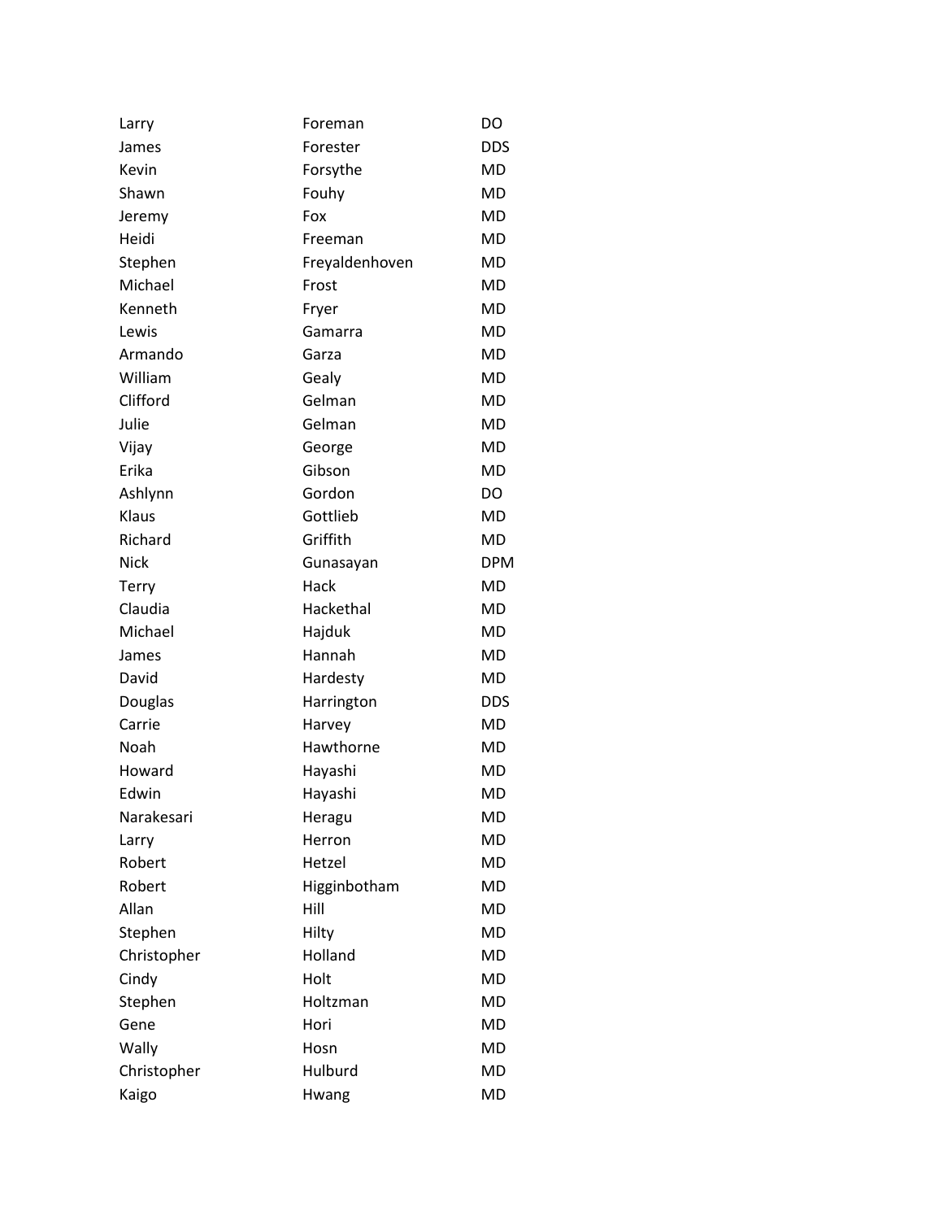| | | |
|---|---|---|
| Larry | Foreman | DO |
| James | Forester | DDS |
| Kevin | Forsythe | MD |
| Shawn | Fouhy | MD |
| Jeremy | Fox | MD |
| Heidi | Freeman | MD |
| Stephen | Freyaldenhoven | MD |
| Michael | Frost | MD |
| Kenneth | Fryer | MD |
| Lewis | Gamarra | MD |
| Armando | Garza | MD |
| William | Gealy | MD |
| Clifford | Gelman | MD |
| Julie | Gelman | MD |
| Vijay | George | MD |
| Erika | Gibson | MD |
| Ashlynn | Gordon | DO |
| Klaus | Gottlieb | MD |
| Richard | Griffith | MD |
| Nick | Gunasayan | DPM |
| Terry | Hack | MD |
| Claudia | Hackethal | MD |
| Michael | Hajduk | MD |
| James | Hannah | MD |
| David | Hardesty | MD |
| Douglas | Harrington | DDS |
| Carrie | Harvey | MD |
| Noah | Hawthorne | MD |
| Howard | Hayashi | MD |
| Edwin | Hayashi | MD |
| Narakesari | Heragu | MD |
| Larry | Herron | MD |
| Robert | Hetzel | MD |
| Robert | Higginbotham | MD |
| Allan | Hill | MD |
| Stephen | Hilty | MD |
| Christopher | Holland | MD |
| Cindy | Holt | MD |
| Stephen | Holtzman | MD |
| Gene | Hori | MD |
| Wally | Hosn | MD |
| Christopher | Hulburd | MD |
| Kaigo | Hwang | MD |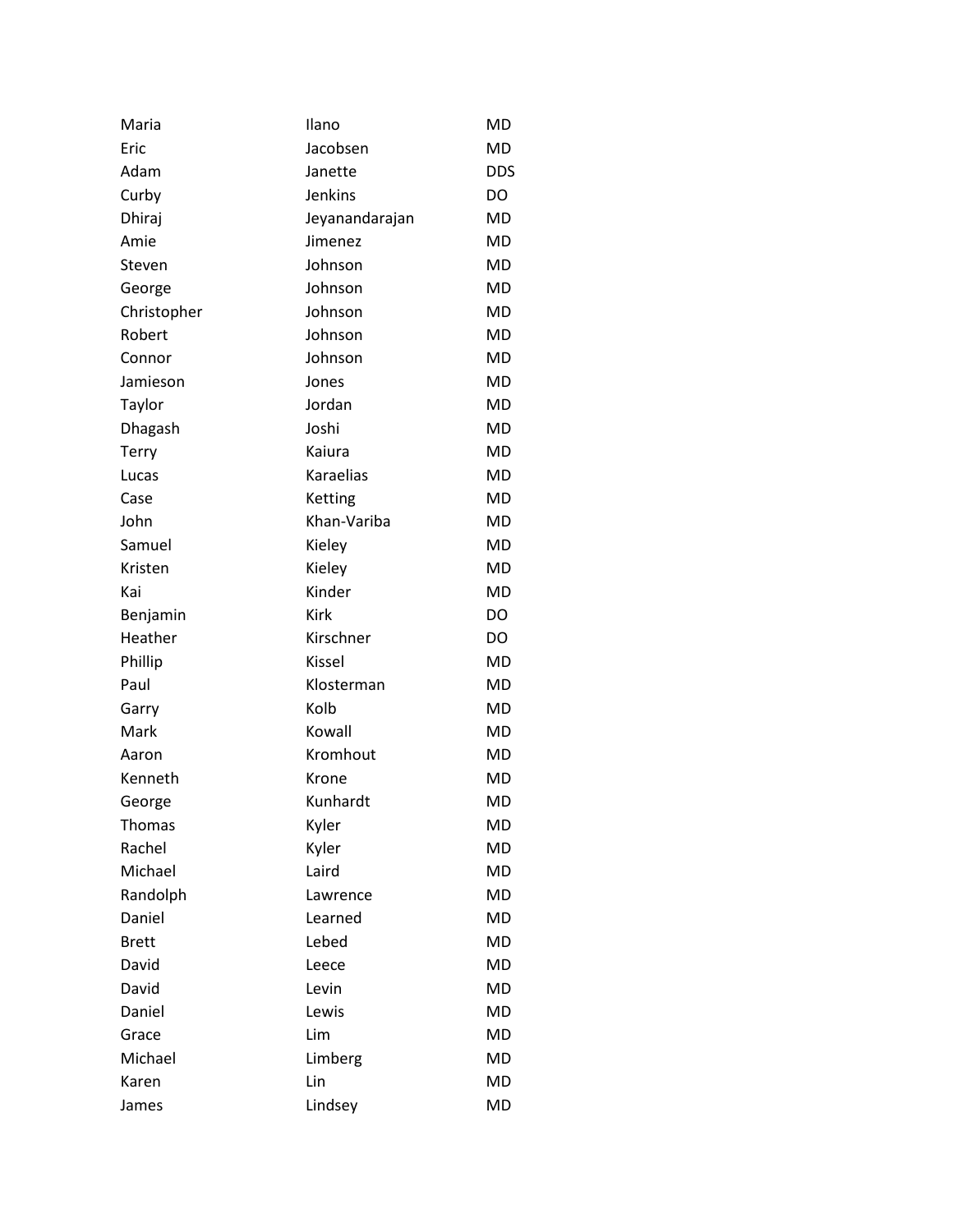| | | |
|---|---|---|
| Maria | Ilano | MD |
| Eric | Jacobsen | MD |
| Adam | Janette | DDS |
| Curby | Jenkins | DO |
| Dhiraj | Jeyanandarajan | MD |
| Amie | Jimenez | MD |
| Steven | Johnson | MD |
| George | Johnson | MD |
| Christopher | Johnson | MD |
| Robert | Johnson | MD |
| Connor | Johnson | MD |
| Jamieson | Jones | MD |
| Taylor | Jordan | MD |
| Dhagash | Joshi | MD |
| Terry | Kaiura | MD |
| Lucas | Karaelias | MD |
| Case | Ketting | MD |
| John | Khan-Variba | MD |
| Samuel | Kieley | MD |
| Kristen | Kieley | MD |
| Kai | Kinder | MD |
| Benjamin | Kirk | DO |
| Heather | Kirschner | DO |
| Phillip | Kissel | MD |
| Paul | Klosterman | MD |
| Garry | Kolb | MD |
| Mark | Kowall | MD |
| Aaron | Kromhout | MD |
| Kenneth | Krone | MD |
| George | Kunhardt | MD |
| Thomas | Kyler | MD |
| Rachel | Kyler | MD |
| Michael | Laird | MD |
| Randolph | Lawrence | MD |
| Daniel | Learned | MD |
| Brett | Lebed | MD |
| David | Leece | MD |
| David | Levin | MD |
| Daniel | Lewis | MD |
| Grace | Lim | MD |
| Michael | Limberg | MD |
| Karen | Lin | MD |
| James | Lindsey | MD |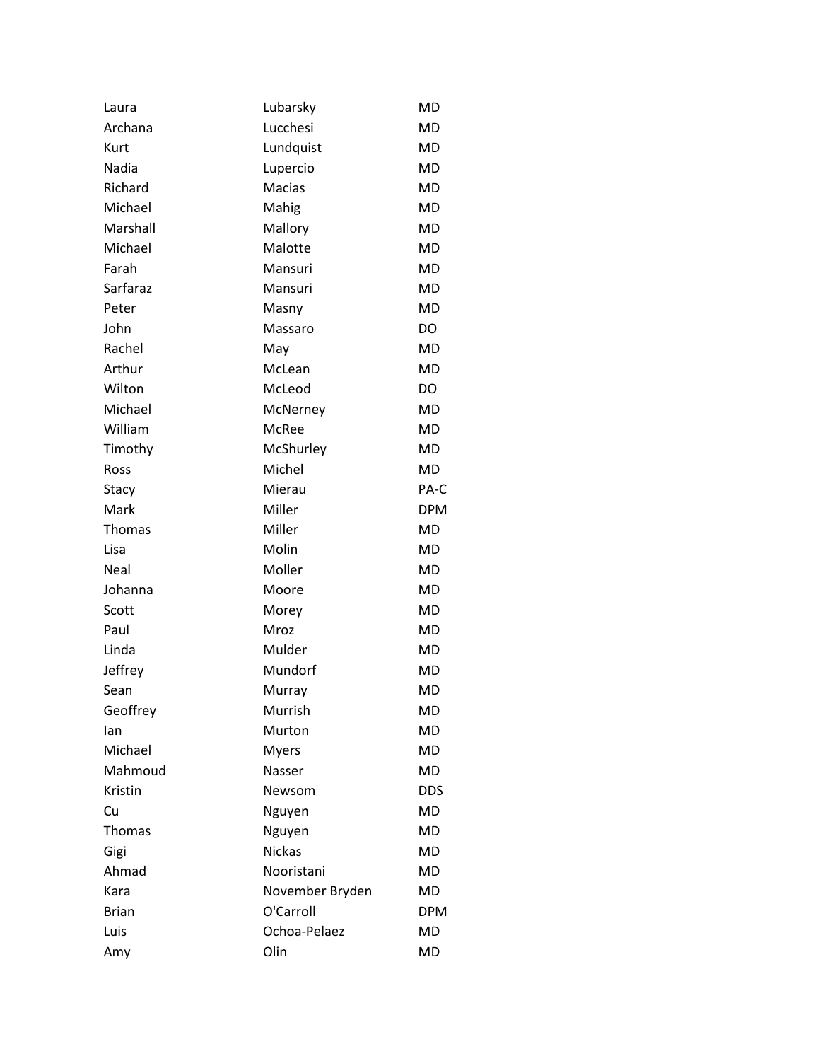| | | |
|---|---|---|
| Laura | Lubarsky | MD |
| Archana | Lucchesi | MD |
| Kurt | Lundquist | MD |
| Nadia | Lupercio | MD |
| Richard | Macias | MD |
| Michael | Mahig | MD |
| Marshall | Mallory | MD |
| Michael | Malotte | MD |
| Farah | Mansuri | MD |
| Sarfaraz | Mansuri | MD |
| Peter | Masny | MD |
| John | Massaro | DO |
| Rachel | May | MD |
| Arthur | McLean | MD |
| Wilton | McLeod | DO |
| Michael | McNerney | MD |
| William | McRee | MD |
| Timothy | McShurley | MD |
| Ross | Michel | MD |
| Stacy | Mierau | PA-C |
| Mark | Miller | DPM |
| Thomas | Miller | MD |
| Lisa | Molin | MD |
| Neal | Moller | MD |
| Johanna | Moore | MD |
| Scott | Morey | MD |
| Paul | Mroz | MD |
| Linda | Mulder | MD |
| Jeffrey | Mundorf | MD |
| Sean | Murray | MD |
| Geoffrey | Murrish | MD |
| Ian | Murton | MD |
| Michael | Myers | MD |
| Mahmoud | Nasser | MD |
| Kristin | Newsom | DDS |
| Cu | Nguyen | MD |
| Thomas | Nguyen | MD |
| Gigi | Nickas | MD |
| Ahmad | Nooristani | MD |
| Kara | November Bryden | MD |
| Brian | O'Carroll | DPM |
| Luis | Ochoa-Pelaez | MD |
| Amy | Olin | MD |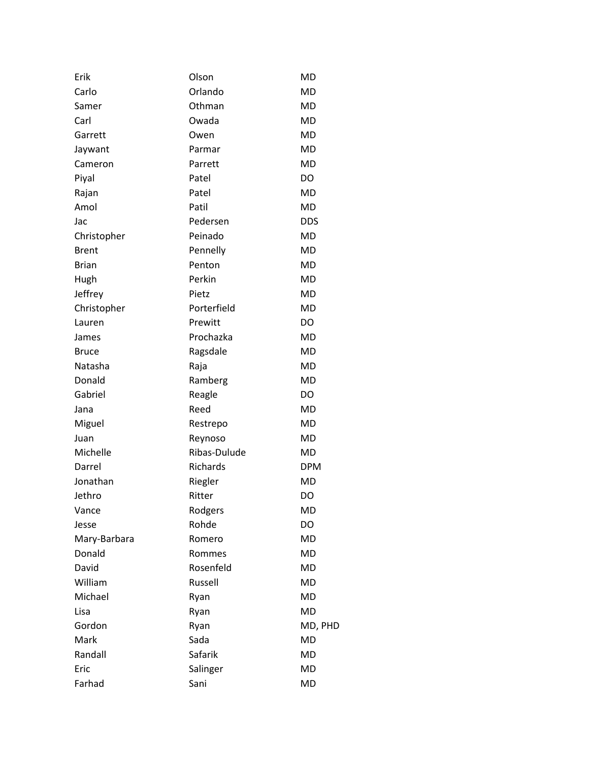| | | |
|---|---|---|
| Erik | Olson | MD |
| Carlo | Orlando | MD |
| Samer | Othman | MD |
| Carl | Owada | MD |
| Garrett | Owen | MD |
| Jaywant | Parmar | MD |
| Cameron | Parrett | MD |
| Piyal | Patel | DO |
| Rajan | Patel | MD |
| Amol | Patil | MD |
| Jac | Pedersen | DDS |
| Christopher | Peinado | MD |
| Brent | Pennelly | MD |
| Brian | Penton | MD |
| Hugh | Perkin | MD |
| Jeffrey | Pietz | MD |
| Christopher | Porterfield | MD |
| Lauren | Prewitt | DO |
| James | Prochazka | MD |
| Bruce | Ragsdale | MD |
| Natasha | Raja | MD |
| Donald | Ramberg | MD |
| Gabriel | Reagle | DO |
| Jana | Reed | MD |
| Miguel | Restrepo | MD |
| Juan | Reynoso | MD |
| Michelle | Ribas-Dulude | MD |
| Darrel | Richards | DPM |
| Jonathan | Riegler | MD |
| Jethro | Ritter | DO |
| Vance | Rodgers | MD |
| Jesse | Rohde | DO |
| Mary-Barbara | Romero | MD |
| Donald | Rommes | MD |
| David | Rosenfeld | MD |
| William | Russell | MD |
| Michael | Ryan | MD |
| Lisa | Ryan | MD |
| Gordon | Ryan | MD, PHD |
| Mark | Sada | MD |
| Randall | Safarik | MD |
| Eric | Salinger | MD |
| Farhad | Sani | MD |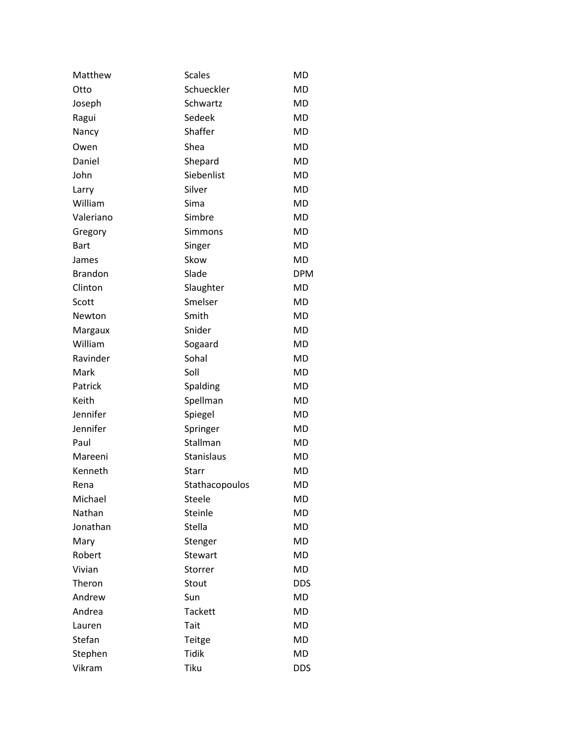| | | |
|---|---|---|
| Matthew | Scales | MD |
| Otto | Schueckler | MD |
| Joseph | Schwartz | MD |
| Ragui | Sedeek | MD |
| Nancy | Shaffer | MD |
| Owen | Shea | MD |
| Daniel | Shepard | MD |
| John | Siebenlist | MD |
| Larry | Silver | MD |
| William | Sima | MD |
| Valeriano | Simbre | MD |
| Gregory | Simmons | MD |
| Bart | Singer | MD |
| James | Skow | MD |
| Brandon | Slade | DPM |
| Clinton | Slaughter | MD |
| Scott | Smelser | MD |
| Newton | Smith | MD |
| Margaux | Snider | MD |
| William | Sogaard | MD |
| Ravinder | Sohal | MD |
| Mark | Soll | MD |
| Patrick | Spalding | MD |
| Keith | Spellman | MD |
| Jennifer | Spiegel | MD |
| Jennifer | Springer | MD |
| Paul | Stallman | MD |
| Mareeni | Stanislaus | MD |
| Kenneth | Starr | MD |
| Rena | Stathacopoulos | MD |
| Michael | Steele | MD |
| Nathan | Steinle | MD |
| Jonathan | Stella | MD |
| Mary | Stenger | MD |
| Robert | Stewart | MD |
| Vivian | Storrer | MD |
| Theron | Stout | DDS |
| Andrew | Sun | MD |
| Andrea | Tackett | MD |
| Lauren | Tait | MD |
| Stefan | Teitge | MD |
| Stephen | Tidik | MD |
| Vikram | Tiku | DDS |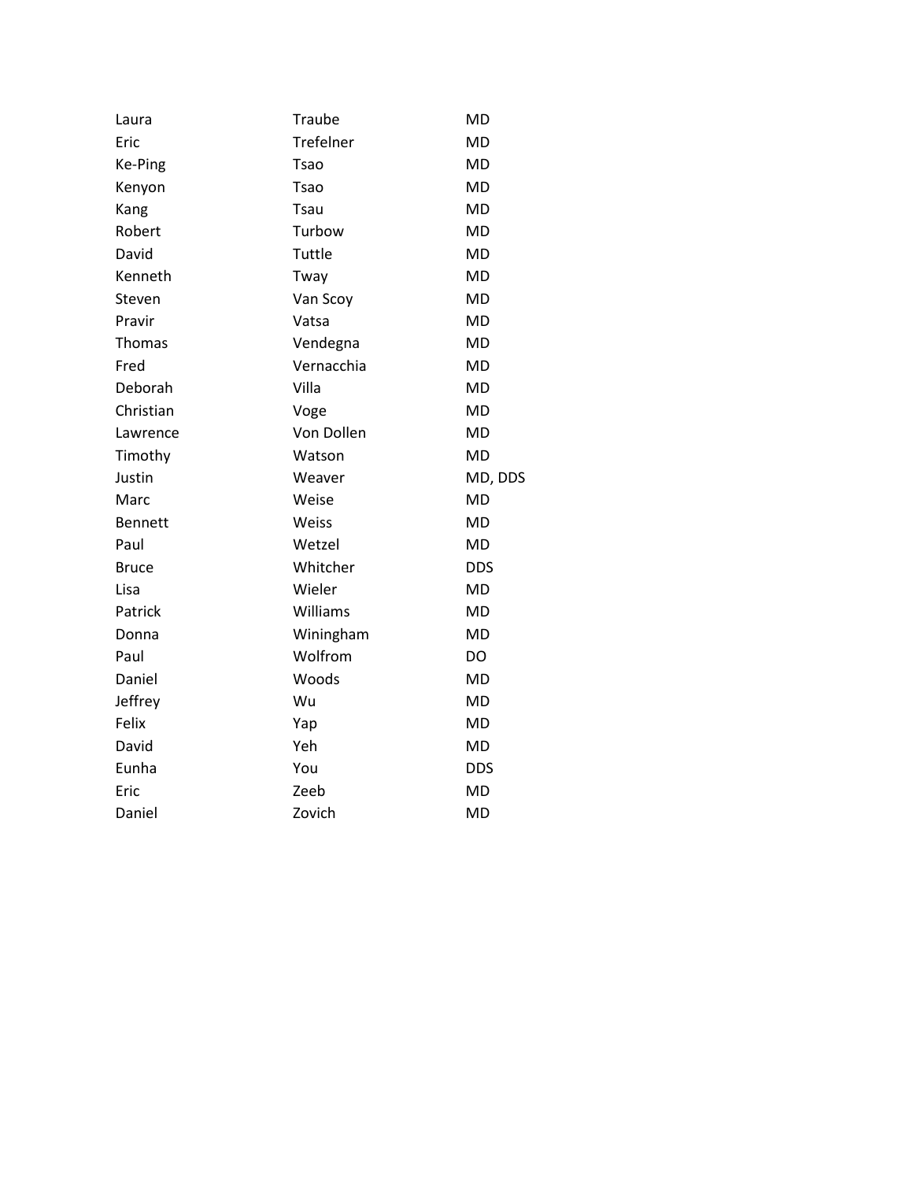| | | |
|---|---|---|
| Laura | Traube | MD |
| Eric | Trefelner | MD |
| Ke-Ping | Tsao | MD |
| Kenyon | Tsao | MD |
| Kang | Tsau | MD |
| Robert | Turbow | MD |
| David | Tuttle | MD |
| Kenneth | Tway | MD |
| Steven | Van Scoy | MD |
| Pravir | Vatsa | MD |
| Thomas | Vendegna | MD |
| Fred | Vernacchia | MD |
| Deborah | Villa | MD |
| Christian | Voge | MD |
| Lawrence | Von Dollen | MD |
| Timothy | Watson | MD |
| Justin | Weaver | MD, DDS |
| Marc | Weise | MD |
| Bennett | Weiss | MD |
| Paul | Wetzel | MD |
| Bruce | Whitcher | DDS |
| Lisa | Wieler | MD |
| Patrick | Williams | MD |
| Donna | Winingham | MD |
| Paul | Wolfrom | DO |
| Daniel | Woods | MD |
| Jeffrey | Wu | MD |
| Felix | Yap | MD |
| David | Yeh | MD |
| Eunha | You | DDS |
| Eric | Zeeb | MD |
| Daniel | Zovich | MD |